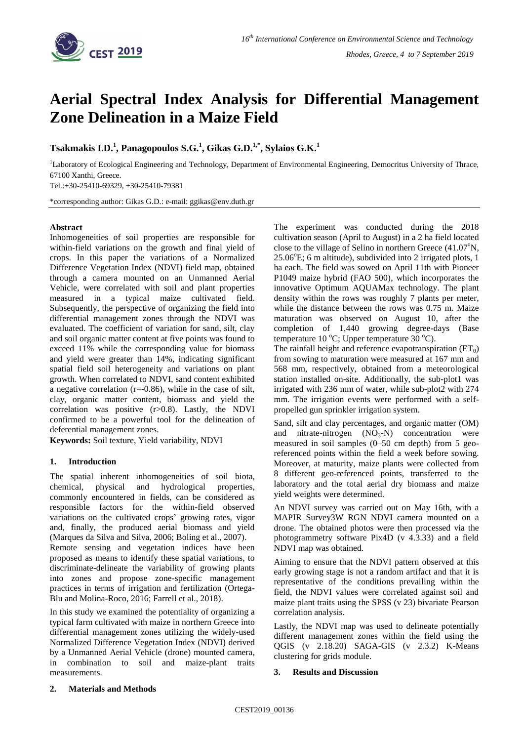# Aerial Spectral Index Analysis for Differential Management Zone Delineation in a Maize Field

**Tsakmakis I.D.[1], Panagopoulos S.G.[1], Gikas G.D.[1,*], Sylaios G.K.[1]**

[1]Laboratory of Ecological Engineering and Technology, Department of Environmental Engineering, Democritus University of Thrace, 67100 Xanthi, Greece.

Tel.:+30-25410-69329, +30-25410-79381

*corresponding author: Gikas G.D.: e-mail: ggikas@env.duth.gr

**Abstract**

Inhomogeneities of soil properties are responsible for within-field variations on the growth and final yield of crops. In this paper the variations of a Normalized Difference Vegetation Index (NDVI) field map, obtained through a camera mounted on an Unmanned Aerial Vehicle, were correlated with soil and plant properties measured in a typical maize cultivated field. Subsequently, the perspective of organizing the field into differential management zones through the NDVI was evaluated. The coefficient of variation for sand, silt, clay and soil organic matter content at five points was found to exceed 11% while the corresponding value for biomass and yield were greater than 14%, indicating significant spatial field soil heterogeneity and variations on plant growth. When correlated to NDVI, sand content exhibited a negative correlation (r=-0.86), while in the case of silt, clay, organic matter content, biomass and yield the correlation was positive (r>0.8). Lastly, the NDVI confirmed to be a powerful tool for the delineation of deferential management zones.

**Keywords:** Soil texture, Yield variability, NDVI

## 1. Introduction

The spatial inherent inhomogeneities of soil biota, chemical, physical and hydrological properties, commonly encountered in fields, can be considered as responsible factors for the within-field observed variations on the cultivated crops' growing rates, vigor and, finally, the produced aerial biomass and yield (Marques da Silva and Silva, 2006; Boling et al., 2007).

Remote sensing and vegetation indices have been proposed as means to identify these spatial variations, to discriminate-delineate the variability of growing plants into zones and propose zone-specific management practices in terms of irrigation and fertilization (Ortega-Blu and Molina-Roco, 2016; Farrell et al., 2018).

In this study we examined the potentiality of organizing a typical farm cultivated with maize in northern Greece into differential management zones utilizing the widely-used Normalized Difference Vegetation Index (NDVI) derived by a Unmanned Aerial Vehicle (drone) mounted camera, in combination to soil and maize-plant traits measurements.

## 2. Materials and Methods

The experiment was conducted during the 2018 cultivation season (April to August) in a 2 ha field located close to the village of Selino in northern Greece (41.07°N, 25.06°E; 6 m altitude), subdivided into 2 irrigated plots, 1 ha each. The field was sowed on April 11th with Pioneer P1049 maize hybrid (FAO 500), which incorporates the innovative Optimum AQUAMax technology. The plant density within the rows was roughly 7 plants per meter, while the distance between the rows was 0.75 m. Maize maturation was observed on August 10, after the completion of 1,440 growing degree-days (Base temperature 10 °C; Upper temperature 30 °C).

The rainfall height and reference evapotranspiration ($ET_0$) from sowing to maturation were measured at 167 mm and 568 mm, respectively, obtained from a meteorological station installed on-site. Additionally, the sub-plot1 was irrigated with 236 mm of water, while sub-plot2 with 274 mm. The irrigation events were performed with a self-propelled gun sprinkler irrigation system.

Sand, silt and clay percentages, and organic matter (OM) and nitrate-nitrogen ($NO_3$-N) concentration were measured in soil samples (0–50 cm depth) from 5 geo-referenced points within the field a week before sowing. Moreover, at maturity, maize plants were collected from 8 different geo-referenced points, transferred to the laboratory and the total aerial dry biomass and maize yield weights were determined.

An NDVI survey was carried out on May 16th, with a MAPIR Survey3W RGN NDVI camera mounted on a drone. The obtained photos were then processed via the photogrammetry software Pix4D (v 4.3.33) and a field NDVI map was obtained.

Aiming to ensure that the NDVI pattern observed at this early growing stage is not a random artifact and that it is representative of the conditions prevailing within the field, the NDVI values were correlated against soil and maize plant traits using the SPSS (v 23) bivariate Pearson correlation analysis.

Lastly, the NDVI map was used to delineate potentially different management zones within the field using the QGIS (v 2.18.20) SAGA-GIS (v 2.3.2) K-Means clustering for grids module.

## 3. Results and Discussion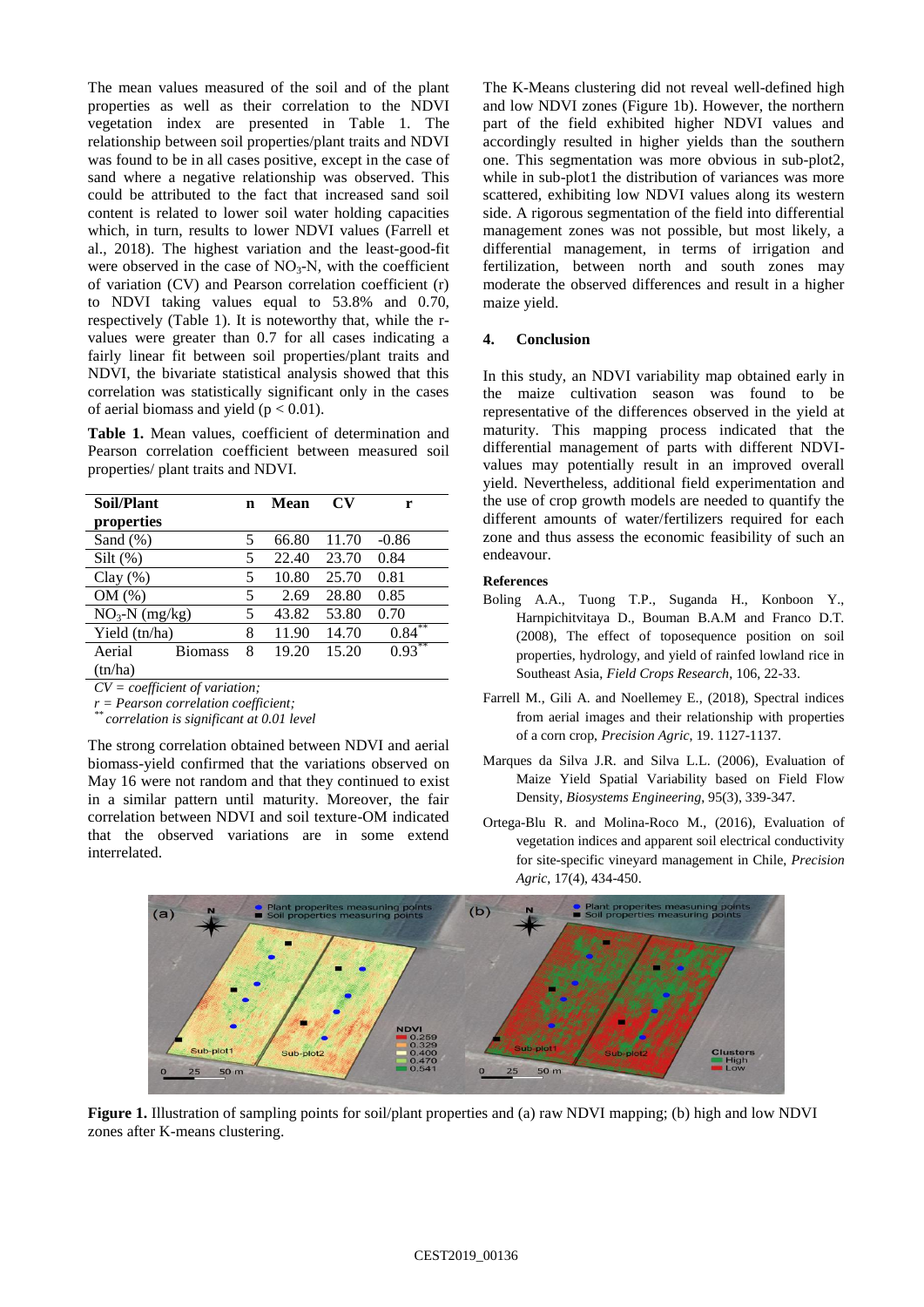The mean values measured of the soil and of the plant properties as well as their correlation to the NDVI vegetation index are presented in Table 1. The relationship between soil properties/plant traits and NDVI was found to be in all cases positive, except in the case of sand where a negative relationship was observed. This could be attributed to the fact that increased sand soil content is related to lower soil water holding capacities which, in turn, results to lower NDVI values (Farrell et al., 2018). The highest variation and the least-good-fit were observed in the case of $NO_3$-N, with the coefficient of variation (CV) and Pearson correlation coefficient (r) to NDVI taking values equal to 53.8% and 0.70, respectively (Table 1). It is noteworthy that, while the r-values were greater than 0.7 for all cases indicating a fairly linear fit between soil properties/plant traits and NDVI, the bivariate statistical analysis showed that this correlation was statistically significant only in the cases of aerial biomass and yield ($p < 0.01$).

**Table 1.** Mean values, coefficient of determination and Pearson correlation coefficient between measured soil properties/ plant traits and NDVI.

| Soil/Plant properties | n | Mean | CV | r |
|---|---|---|---|---|
| Sand (%) | 5 | 66.80 | 11.70 | -0.86 |
| Silt (%) | 5 | 22.40 | 23.70 | 0.84 |
| Clay (%) | 5 | 10.80 | 25.70 | 0.81 |
| OM (%) | 5 | 2.69 | 28.80 | 0.85 |
| $NO_3$-N (mg/kg) | 5 | 43.82 | 53.80 | 0.70 |
| Yield (tn/ha) | 8 | 11.90 | 14.70 | $0.84^{**}$ |
| Aerial Biomass (tn/ha) | 8 | 19.20 | 15.20 | $0.93^{**}$ |

*CV = coefficient of variation;*
*r = Pearson correlation coefficient;*
*\*\* correlation is significant at 0.01 level*

The strong correlation obtained between NDVI and aerial biomass-yield confirmed that the variations observed on May 16 were not random and that they continued to exist in a similar pattern until maturity. Moreover, the fair correlation between NDVI and soil texture-OM indicated that the observed variations are in some extend interrelated.

The K-Means clustering did not reveal well-defined high and low NDVI zones (Figure 1b). However, the northern part of the field exhibited higher NDVI values and accordingly resulted in higher yields than the southern one. This segmentation was more obvious in sub-plot2, while in sub-plot1 the distribution of variances was more scattered, exhibiting low NDVI values along its western side. A rigorous segmentation of the field into differential management zones was not possible, but most likely, a differential management, in terms of irrigation and fertilization, between north and south zones may moderate the observed differences and result in a higher maize yield.

## 4. Conclusion

In this study, an NDVI variability map obtained early in the maize cultivation season was found to be representative of the differences observed in the yield at maturity. This mapping process indicated that the differential management of parts with different NDVI-values may potentially result in an improved overall yield. Nevertheless, additional field experimentation and the use of crop growth models are needed to quantify the different amounts of water/fertilizers required for each zone and thus assess the economic feasibility of such an endeavour.

### References

Boling A.A., Tuong T.P., Suganda H., Konboon Y., Harnpichitvitaya D., Bouman B.A.M and Franco D.T. (2008), The effect of toposequence position on soil properties, hydrology, and yield of rainfed lowland rice in Southeast Asia, *Field Crops Research*, 106, 22-33.

Farrell M., Gili A. and Noellemey E., (2018), Spectral indices from aerial images and their relationship with properties of a corn crop, *Precision Agric*, 19. 1127-1137.

Marques da Silva J.R. and Silva L.L. (2006), Evaluation of Maize Yield Spatial Variability based on Field Flow Density, *Biosystems Engineering*, 95(3), 339-347.

Ortega-Blu R. and Molina-Roco M., (2016), Evaluation of vegetation indices and apparent soil electrical conductivity for site-specific vineyard management in Chile, *Precision Agric*, 17(4), 434-450.

(a)
N
Plant properites measuning points
Soil properties measuring points
Sub-plot1
Sub-plot2
NDVI
0.259
0.329
0.400
0.470
0.541
0 25 50 m

(b)
N
Plant properites measuning points
Soil properties measuring points
Sub-plot1
Sub-plot2
Clusters
High
Low
0 25 50 m

**Figure 1.** Illustration of sampling points for soil/plant properties and (a) raw NDVI mapping; (b) high and low NDVI zones after K-means clustering.